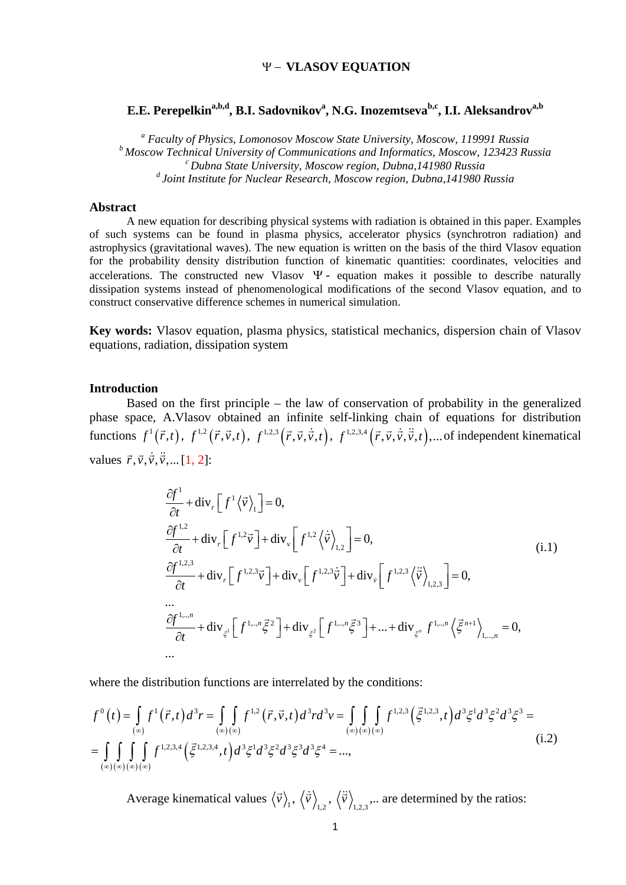# $\Psi$ – VLASOV EQUATION

**E.E. Perepelkin[a,b,d], B.I. Sadovnikov[a], N.G. Inozemtseva[b,c], I.I. Aleksandrov[a,b]**

*[a] Faculty of Physics, Lomonosov Moscow State University, Moscow, 119991 Russia*
*[b] Moscow Technical University of Communications and Informatics, Moscow, 123423 Russia*
*[c] Dubna State University, Moscow region, Dubna,141980 Russia*
*[d] Joint Institute for Nuclear Research, Moscow region, Dubna,141980 Russia*

## Abstract

A new equation for describing physical systems with radiation is obtained in this paper. Examples of such systems can be found in plasma physics, accelerator physics (synchrotron radiation) and astrophysics (gravitational waves). The new equation is written on the basis of the third Vlasov equation for the probability density distribution function of kinematic quantities: coordinates, velocities and accelerations. The constructed new Vlasov $\Psi$- equation makes it possible to describe naturally dissipation systems instead of phenomenological modifications of the second Vlasov equation, and to construct conservative difference schemes in numerical simulation.

**Key words:** Vlasov equation, plasma physics, statistical mechanics, dispersion chain of Vlasov equations, radiation, dissipation system

## Introduction

Based on the first principle – the law of conservation of probability in the generalized phase space, A.Vlasov obtained an infinite self-linking chain of equations for distribution functions $f^1(\vec{r},t)$, $f^{1,2}(\vec{r},\vec{v},t)$, $f^{1,2,3}(\vec{r},\vec{v},\dot{\vec{v}},t)$, $f^{1,2,3,4}(\vec{r},\vec{v},\dot{\vec{v}},\ddot{\vec{v}},t)$,... of independent kinematical values $\vec{r},\vec{v},\dot{\vec{v}},\ddot{\vec{v}},...$ [1, 2]:

$$
\begin{aligned}
&\frac{\partial f^1}{\partial t} + \operatorname{div}_r\left[f^1\left\langle\vec{v}\right\rangle_1\right] = 0,\\
&\frac{\partial f^{1,2}}{\partial t} + \operatorname{div}_r\left[f^{1,2}\vec{v}\right] + \operatorname{div}_v\left[f^{1,2}\left\langle\dot{\vec{v}}\right\rangle_{1,2}\right] = 0,\\
&\frac{\partial f^{1,2,3}}{\partial t} + \operatorname{div}_r\left[f^{1,2,3}\vec{v}\right] + \operatorname{div}_v\left[f^{1,2,3}\dot{\vec{v}}\right] + \operatorname{div}_{\dot{v}}\left[f^{1,2,3}\left\langle\ddot{\vec{v}}\right\rangle_{1,2,3}\right] = 0,\\
&\ldots\\
&\frac{\partial f^{1,\ldots,n}}{\partial t} + \operatorname{div}_{\xi^1}\left[f^{1,\ldots,n}\vec{\xi}^{\,2}\right] + \operatorname{div}_{\xi^2}\left[f^{1,\ldots,n}\vec{\xi}^{\,3}\right] + \ldots + \operatorname{div}_{\xi^n} f^{1,\ldots,n}\left\langle\vec{\xi}^{\,n+1}\right\rangle_{1,\ldots,n} = 0,\\
&\ldots
\end{aligned}
\tag{i.1}
$$

where the distribution functions are interrelated by the conditions:

$$
\begin{aligned}
f^0(t) &= \int_{(\infty)} f^1(\vec{r},t)\,d^3r = \int_{(\infty)}\int_{(\infty)} f^{1,2}(\vec{r},\vec{v},t)\,d^3r\,d^3v = \int_{(\infty)}\int_{(\infty)}\int_{(\infty)} f^{1,2,3}\left(\vec{\xi}^{1,2,3},t\right)d^3\xi^1 d^3\xi^2 d^3\xi^3 =\\
&= \int_{(\infty)}\int_{(\infty)}\int_{(\infty)}\int_{(\infty)} f^{1,2,3,4}\left(\vec{\xi}^{1,2,3,4},t\right)d^3\xi^1 d^3\xi^2 d^3\xi^3 d^3\xi^4 = ...,
\end{aligned}
\tag{i.2}
$$

Average kinematical values $\left\langle\vec{v}\right\rangle_1$, $\left\langle\dot{\vec{v}}\right\rangle_{1,2}$, $\left\langle\ddot{\vec{v}}\right\rangle_{1,2,3}$,.. are determined by the ratios: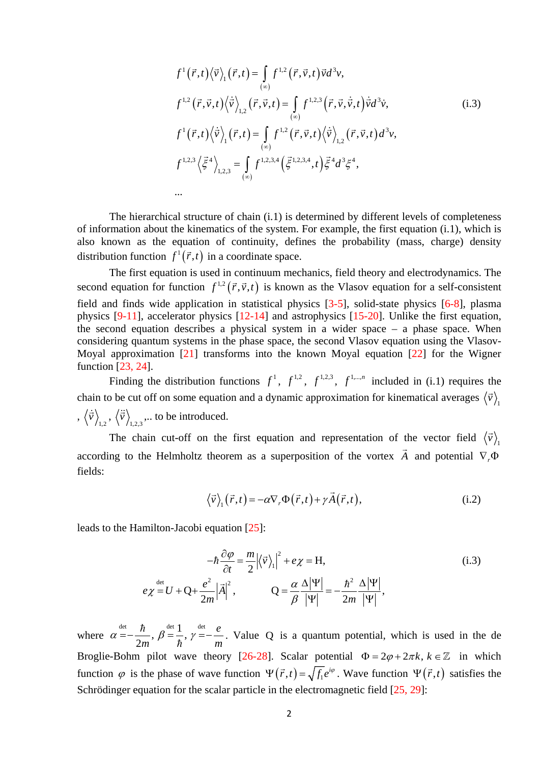$$
\begin{aligned}
&f^{1}(\vec r,t)\langle \vec v\rangle_{1}(\vec r,t)=\int\limits_{(\infty)} f^{1,2}(\vec r,\vec v,t)\vec v d^{3}v,\\
&f^{1,2}(\vec r,\vec v,t)\langle \dot{\vec v}\rangle_{1,2}(\vec r,\vec v,t)=\int\limits_{(\infty)} f^{1,2,3}(\vec r,\vec v,\dot{\vec v},t)\dot{\vec v} d^{3}\dot v,\\
&f^{1}(\vec r,t)\langle \dot{\vec v}\rangle_{1}(\vec r,t)=\int\limits_{(\infty)} f^{1,2}(\vec r,\vec v,t)\langle \dot{\vec v}\rangle_{1,2}(\vec r,\vec v,t) d^{3}v,\\
&f^{1,2,3}\langle \vec\xi^{4}\rangle_{1,2,3}=\int\limits_{(\infty)} f^{1,2,3,4}(\vec\xi^{1,2,3,4},t)\vec\xi^{4} d^{3}\xi^{4},\\
&\ldots
\end{aligned}
\tag{i.3}
$$

The hierarchical structure of chain (i.1) is determined by different levels of completeness of information about the kinematics of the system. For example, the first equation (i.1), which is also known as the equation of continuity, defines the probability (mass, charge) density distribution function $f^{1}(\vec r,t)$ in a coordinate space.

The first equation is used in continuum mechanics, field theory and electrodynamics. The second equation for function $f^{1,2}(\vec r,\vec v,t)$ is known as the Vlasov equation for a self-consistent field and finds wide application in statistical physics [3-5], solid-state physics [6-8], plasma physics [9-11], accelerator physics [12-14] and astrophysics [15-20]. Unlike the first equation, the second equation describes a physical system in a wider space – a phase space. When considering quantum systems in the phase space, the second Vlasov equation using the Vlasov-Moyal approximation [21] transforms into the known Moyal equation [22] for the Wigner function [23, 24].

Finding the distribution functions $f^{1}$, $f^{1,2}$, $f^{1,2,3}$, $f^{1,\ldots,n}$ included in (i.1) requires the chain to be cut off on some equation and a dynamic approximation for kinematical averages $\langle \vec v\rangle_{1}$, $\langle \dot{\vec v}\rangle_{1,2}$, $\langle \ddot{\vec v}\rangle_{1,2,3}$,.. to be introduced.

The chain cut-off on the first equation and representation of the vector field $\langle \vec v\rangle_{1}$ according to the Helmholtz theorem as a superposition of the vortex $\vec A$ and potential $\nabla_r \Phi$ fields:

$$
\langle \vec v\rangle_{1}(\vec r,t)=-\alpha\nabla_r\Phi(\vec r,t)+\gamma\vec A(\vec r,t),
\tag{i.2}
$$

leads to the Hamilton-Jacobi equation [25]:

$$
\begin{gathered}
-\hbar\frac{\partial\varphi}{\partial t}=\frac{m}{2}\left|\langle \vec v\rangle_{1}\right|^{2}+e\chi=\mathrm{H},\\
e\chi\overset{\det}{=}U+\mathrm{Q}+\frac{e^{2}}{2m}\left|\vec A\right|^{2},\qquad \mathrm{Q}=\frac{\alpha}{\beta}\frac{\Delta|\Psi|}{|\Psi|}=-\frac{\hbar^{2}}{2m}\frac{\Delta|\Psi|}{|\Psi|},
\end{gathered}
\tag{i.3}
$$

where $\alpha\overset{\det}{=}-\dfrac{\hbar}{2m}$, $\beta\overset{\det}{=}\dfrac{1}{\hbar}$, $\gamma\overset{\det}{=}-\dfrac{e}{m}$. Value $\mathrm{Q}$ is a quantum potential, which is used in the de Broglie-Bohm pilot wave theory [26-28]. Scalar potential $\Phi=2\varphi+2\pi k,\ k\in\mathbb{Z}$ in which function $\varphi$ is the phase of wave function $\Psi(\vec r,t)=\sqrt{f_1}e^{i\varphi}$. Wave function $\Psi(\vec r,t)$ satisfies the Schrödinger equation for the scalar particle in the electromagnetic field [25, 29]: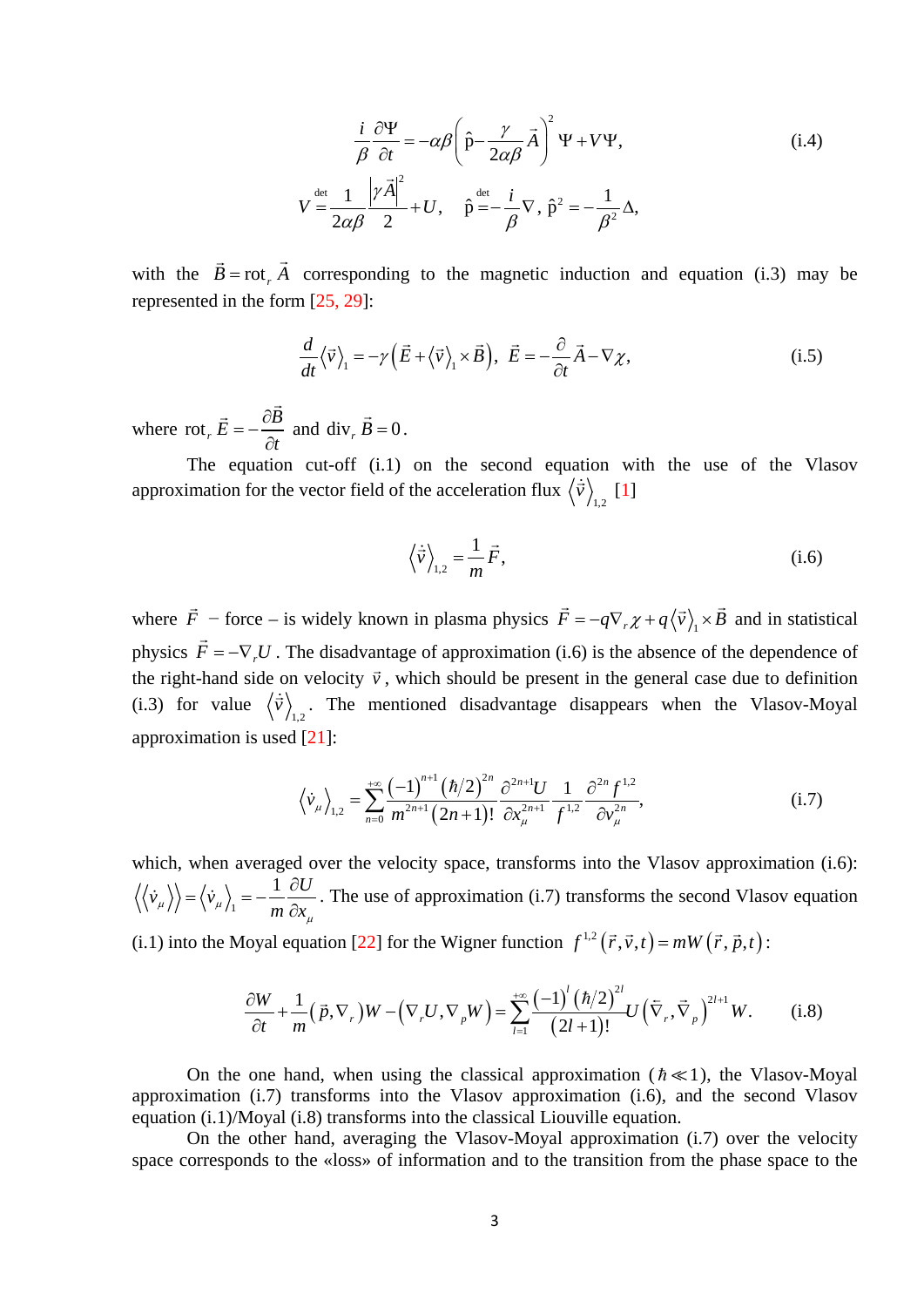$$\frac{i}{\beta}\frac{\partial\Psi}{\partial t} = -\alpha\beta\left(\hat{\mathrm{p}} - \frac{\gamma}{2\alpha\beta}\vec{A}\right)^2\Psi + V\Psi, \tag{i.4}$$

$$V \overset{\det}{=} \frac{1}{2\alpha\beta}\frac{\left|\gamma\vec{A}\right|^2}{2} + U, \quad \hat{\mathrm{p}} \overset{\det}{=} -\frac{i}{\beta}\nabla,\ \hat{\mathrm{p}}^2 = -\frac{1}{\beta^2}\Delta,$$

with the $\vec{B} = \mathrm{rot}_r\,\vec{A}$ corresponding to the magnetic induction and equation (i.3) may be represented in the form [25, 29]:

$$\frac{d}{dt}\left\langle \vec{v}\right\rangle_1 = -\gamma\left(\vec{E} + \left\langle \vec{v}\right\rangle_1 \times \vec{B}\right),\ \vec{E} = -\frac{\partial}{\partial t}\vec{A} - \nabla\chi, \tag{i.5}$$

where $\mathrm{rot}_r\,\vec{E} = -\dfrac{\partial\vec{B}}{\partial t}$ and $\mathrm{div}_r\,\vec{B} = 0$.

The equation cut-off (i.1) on the second equation with the use of the Vlasov approximation for the vector field of the acceleration flux $\left\langle \dot{\vec{v}}\right\rangle_{1,2}$ [1]

$$\left\langle \dot{\vec{v}}\right\rangle_{1,2} = \frac{1}{m}\vec{F}, \tag{i.6}$$

where $\vec{F}$ – force – is widely known in plasma physics $\vec{F} = -q\nabla_r\chi + q\left\langle \vec{v}\right\rangle_1 \times \vec{B}$ and in statistical physics $\vec{F} = -\nabla_r U$. The disadvantage of approximation (i.6) is the absence of the dependence of the right-hand side on velocity $\vec{v}$, which should be present in the general case due to definition (i.3) for value $\left\langle \dot{\vec{v}}\right\rangle_{1,2}$. The mentioned disadvantage disappears when the Vlasov-Moyal approximation is used [21]:

$$\left\langle \dot{v}_\mu\right\rangle_{1,2} = \sum_{n=0}^{+\infty}\frac{(-1)^{n+1}(\hbar/2)^{2n}}{m^{2n+1}(2n+1)!}\frac{\partial^{2n+1}U}{\partial x_\mu^{2n+1}}\frac{1}{f^{1,2}}\frac{\partial^{2n}f^{1,2}}{\partial v_\mu^{2n}}, \tag{i.7}$$

which, when averaged over the velocity space, transforms into the Vlasov approximation (i.6): $\left\langle\left\langle \dot{v}_\mu\right\rangle\right\rangle = \left\langle \dot{v}_\mu\right\rangle_1 = -\dfrac{1}{m}\dfrac{\partial U}{\partial x_\mu}$. The use of approximation (i.7) transforms the second Vlasov equation (i.1) into the Moyal equation [22] for the Wigner function $f^{1,2}(\vec{r},\vec{v},t) = mW(\vec{r},\vec{p},t)$:

$$\frac{\partial W}{\partial t} + \frac{1}{m}\left(\vec{p},\nabla_r\right)W - \left(\nabla_r U,\nabla_p W\right) = \sum_{l=1}^{+\infty}\frac{(-1)^l(\hbar/2)^{2l}}{(2l+1)!}U\left(\overleftarrow{\nabla}_r,\vec{\nabla}_p\right)^{2l+1}W. \tag{i.8}$$

On the one hand, when using the classical approximation ($\hbar \ll 1$), the Vlasov-Moyal approximation (i.7) transforms into the Vlasov approximation (i.6), and the second Vlasov equation (i.1)/Moyal (i.8) transforms into the classical Liouville equation.

On the other hand, averaging the Vlasov-Moyal approximation (i.7) over the velocity space corresponds to the «loss» of information and to the transition from the phase space to the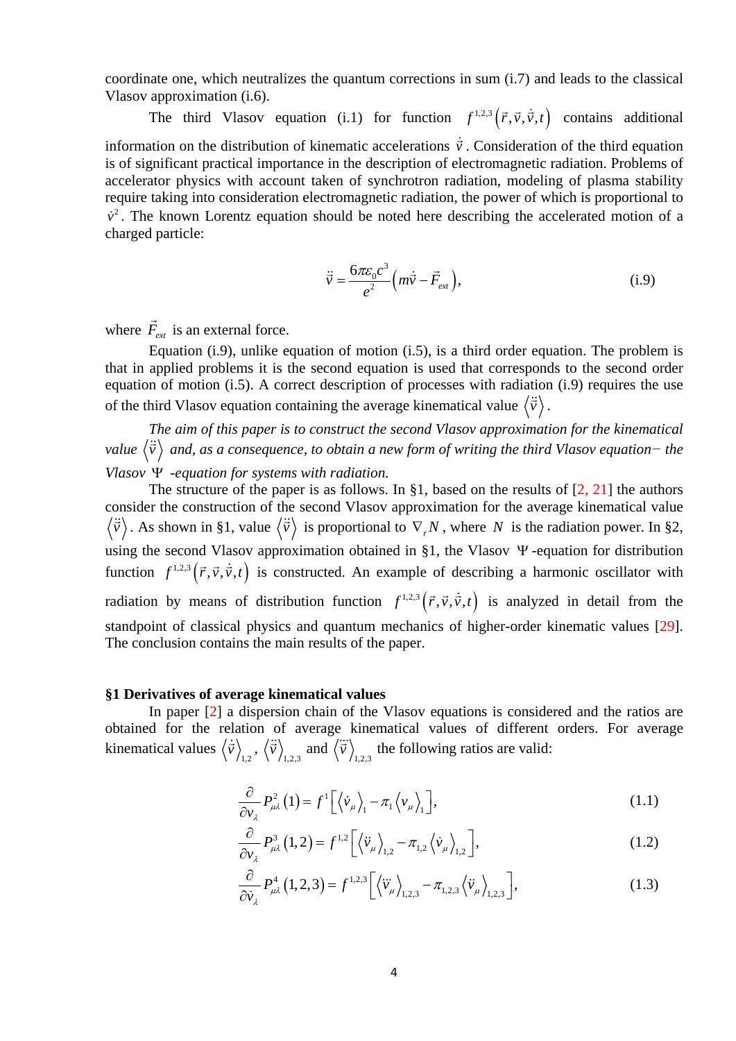coordinate one, which neutralizes the quantum corrections in sum (i.7) and leads to the classical Vlasov approximation (i.6).

The third Vlasov equation (i.1) for function $f^{1,2,3}\left(\vec{r},\vec{v},\dot{\vec{v}},t\right)$ contains additional information on the distribution of kinematic accelerations $\dot{\vec{v}}$. Consideration of the third equation is of significant practical importance in the description of electromagnetic radiation. Problems of accelerator physics with account taken of synchrotron radiation, modeling of plasma stability require taking into consideration electromagnetic radiation, the power of which is proportional to $\dot{v}^2$. The known Lorentz equation should be noted here describing the accelerated motion of a charged particle:

$$\ddot{\vec{v}} = \frac{6\pi\varepsilon_0 c^3}{e^2}\left(m\dot{\vec{v}} - \vec{F}_{ext}\right), \tag{i.9}$$

where $\vec{F}_{ext}$ is an external force.

Equation (i.9), unlike equation of motion (i.5), is a third order equation. The problem is that in applied problems it is the second equation is used that corresponds to the second order equation of motion (i.5). A correct description of processes with radiation (i.9) requires the use of the third Vlasov equation containing the average kinematical value $\left\langle \ddot{\vec{v}} \right\rangle$.

*The aim of this paper is to construct the second Vlasov approximation for the kinematical value* $\left\langle \ddot{\vec{v}} \right\rangle$ *and, as a consequence, to obtain a new form of writing the third Vlasov equation− the Vlasov* $\Psi$ *-equation for systems with radiation.*

The structure of the paper is as follows. In §1, based on the results of [2, 21] the authors consider the construction of the second Vlasov approximation for the average kinematical value $\left\langle \ddot{\vec{v}} \right\rangle$. As shown in §1, value $\left\langle \ddot{\vec{v}} \right\rangle$ is proportional to $\nabla_r N$, where $N$ is the radiation power. In §2, using the second Vlasov approximation obtained in §1, the Vlasov $\Psi$-equation for distribution function $f^{1,2,3}\left(\vec{r},\vec{v},\dot{\vec{v}},t\right)$ is constructed. An example of describing a harmonic oscillator with radiation by means of distribution function $f^{1,2,3}\left(\vec{r},\vec{v},\dot{\vec{v}},t\right)$ is analyzed in detail from the standpoint of classical physics and quantum mechanics of higher-order kinematic values [29]. The conclusion contains the main results of the paper.

### §1 Derivatives of average kinematical values

In paper [2] a dispersion chain of the Vlasov equations is considered and the ratios are obtained for the relation of average kinematical values of different orders. For average kinematical values $\left\langle \dot{\vec{v}} \right\rangle_{1,2}$, $\left\langle \ddot{\vec{v}} \right\rangle_{1,2,3}$ and $\left\langle \dddot{\vec{v}} \right\rangle_{1,2,3}$ the following ratios are valid:

$$\frac{\partial}{\partial v_\lambda} P^2_{\mu\lambda}(1) = f^1\left[\left\langle \dot{v}_\mu \right\rangle_1 - \pi_1 \left\langle v_\mu \right\rangle_1\right], \tag{1.1}$$

$$\frac{\partial}{\partial v_\lambda} P^3_{\mu\lambda}(1,2) = f^{1,2}\left[\left\langle \ddot{v}_\mu \right\rangle_{1,2} - \pi_{1,2} \left\langle \dot{v}_\mu \right\rangle_{1,2}\right], \tag{1.2}$$

$$\frac{\partial}{\partial \dot{v}_\lambda} P^4_{\mu\lambda}(1,2,3) = f^{1,2,3}\left[\left\langle \dddot{v}_\mu \right\rangle_{1,2,3} - \pi_{1,2,3} \left\langle \ddot{v}_\mu \right\rangle_{1,2,3}\right], \tag{1.3}$$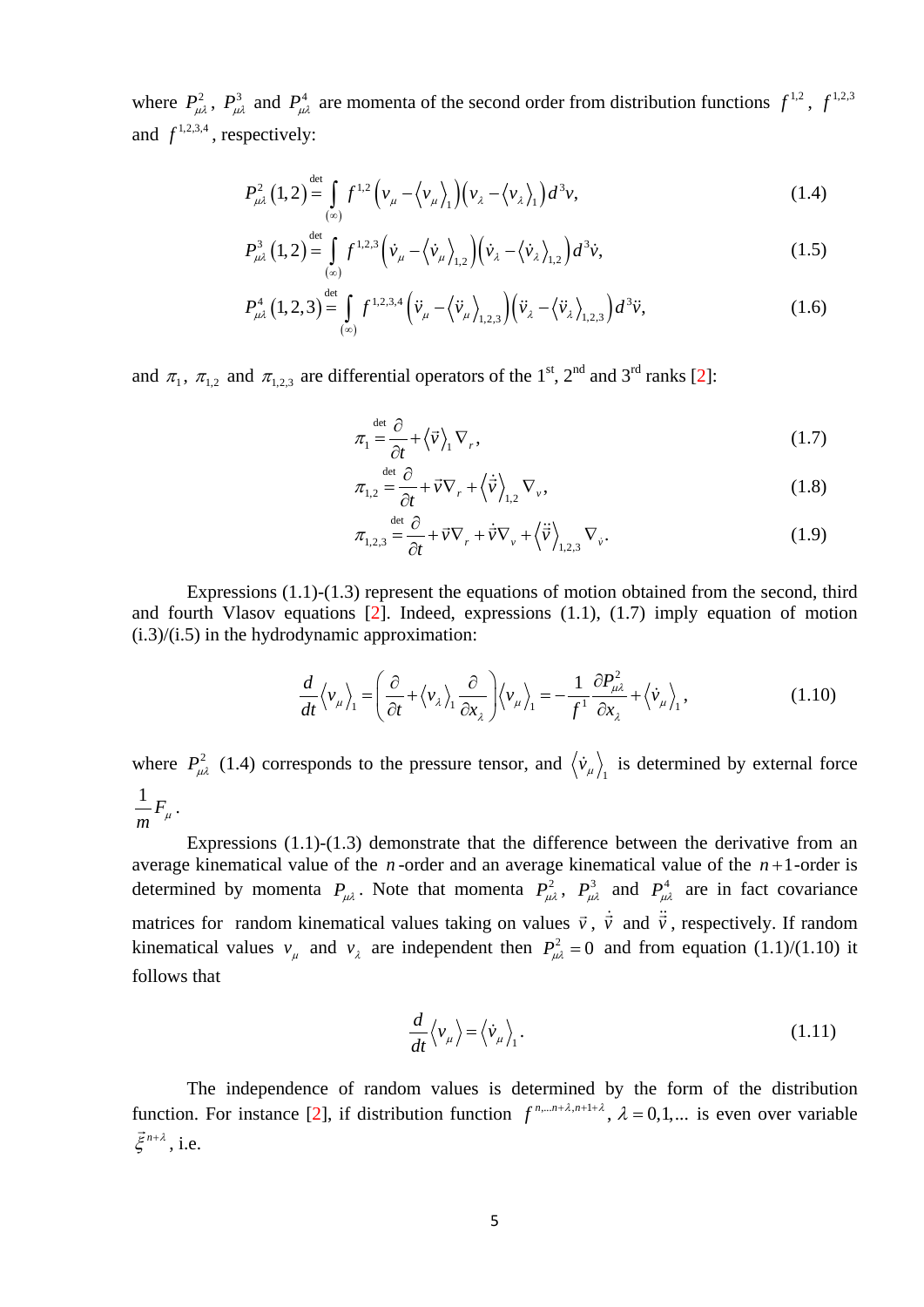where $P_{\mu\lambda}^{2}$, $P_{\mu\lambda}^{3}$ and $P_{\mu\lambda}^{4}$ are momenta of the second order from distribution functions $f^{1,2}$, $f^{1,2,3}$ and $f^{1,2,3,4}$, respectively:

$$P_{\mu\lambda}^{2}\left(1,2\right) \stackrel{\det}{=} \int\limits_{(\infty)} f^{1,2}\left(v_{\mu}-\left\langle v_{\mu}\right\rangle_{1}\right)\left(v_{\lambda}-\left\langle v_{\lambda}\right\rangle_{1}\right)d^{3}v, \tag{1.4}$$

$$P_{\mu\lambda}^{3}\left(1,2\right) \stackrel{\det}{=} \int\limits_{(\infty)} f^{1,2,3}\left(\dot{v}_{\mu}-\left\langle \dot{v}_{\mu}\right\rangle_{1,2}\right)\left(\dot{v}_{\lambda}-\left\langle \dot{v}_{\lambda}\right\rangle_{1,2}\right)d^{3}\dot{v}, \tag{1.5}$$

$$P_{\mu\lambda}^{4}\left(1,2,3\right) \stackrel{\det}{=} \int\limits_{(\infty)} f^{1,2,3,4}\left(\ddot{v}_{\mu}-\left\langle \ddot{v}_{\mu}\right\rangle_{1,2,3}\right)\left(\ddot{v}_{\lambda}-\left\langle \ddot{v}_{\lambda}\right\rangle_{1,2,3}\right)d^{3}\ddot{v}, \tag{1.6}$$

and $\pi_{1}$, $\pi_{1,2}$ and $\pi_{1,2,3}$ are differential operators of the 1st, 2nd and 3rd ranks [2]:

$$\pi_{1} \stackrel{\det}{=} \frac{\partial}{\partial t}+\left\langle \vec{v}\right\rangle_{1}\nabla_{r}, \tag{1.7}$$

$$\pi_{1,2} \stackrel{\det}{=} \frac{\partial}{\partial t}+\vec{v}\nabla_{r}+\left\langle \dot{\vec{v}}\right\rangle_{1,2}\nabla_{v}, \tag{1.8}$$

$$\pi_{1,2,3} \stackrel{\det}{=} \frac{\partial}{\partial t}+\vec{v}\nabla_{r}+\dot{\vec{v}}\nabla_{v}+\left\langle \ddot{\vec{v}}\right\rangle_{1,2,3}\nabla_{\dot{v}}. \tag{1.9}$$

Expressions (1.1)-(1.3) represent the equations of motion obtained from the second, third and fourth Vlasov equations [2]. Indeed, expressions (1.1), (1.7) imply equation of motion (i.3)/(i.5) in the hydrodynamic approximation:

$$\frac{d}{dt}\left\langle v_{\mu}\right\rangle_{1}=\left(\frac{\partial}{\partial t}+\left\langle v_{\lambda}\right\rangle_{1}\frac{\partial}{\partial x_{\lambda}}\right)\left\langle v_{\mu}\right\rangle_{1}=-\frac{1}{f^{1}}\frac{\partial P_{\mu\lambda}^{2}}{\partial x_{\lambda}}+\left\langle \dot{v}_{\mu}\right\rangle_{1}, \tag{1.10}$$

where $P_{\mu\lambda}^{2}$ (1.4) corresponds to the pressure tensor, and $\left\langle \dot{v}_{\mu}\right\rangle_{1}$ is determined by external force $\frac{1}{m}F_{\mu}$.

Expressions (1.1)-(1.3) demonstrate that the difference between the derivative from an average kinematical value of the $n$-order and an average kinematical value of the $n+1$-order is determined by momenta $P_{\mu\lambda}$. Note that momenta $P_{\mu\lambda}^{2}$, $P_{\mu\lambda}^{3}$ and $P_{\mu\lambda}^{4}$ are in fact covariance matrices for random kinematical values taking on values $\vec{v}$, $\dot{\vec{v}}$ and $\ddot{\vec{v}}$, respectively. If random kinematical values $v_{\mu}$ and $v_{\lambda}$ are independent then $P_{\mu\lambda}^{2}=0$ and from equation (1.1)/(1.10) it follows that

$$\frac{d}{dt}\left\langle v_{\mu}\right\rangle=\left\langle \dot{v}_{\mu}\right\rangle_{1}. \tag{1.11}$$

The independence of random values is determined by the form of the distribution function. For instance [2], if distribution function $f^{n,\ldots n+\lambda,n+1+\lambda}$, $\lambda=0,1,\ldots$ is even over variable $\vec{\xi}^{n+\lambda}$, i.e.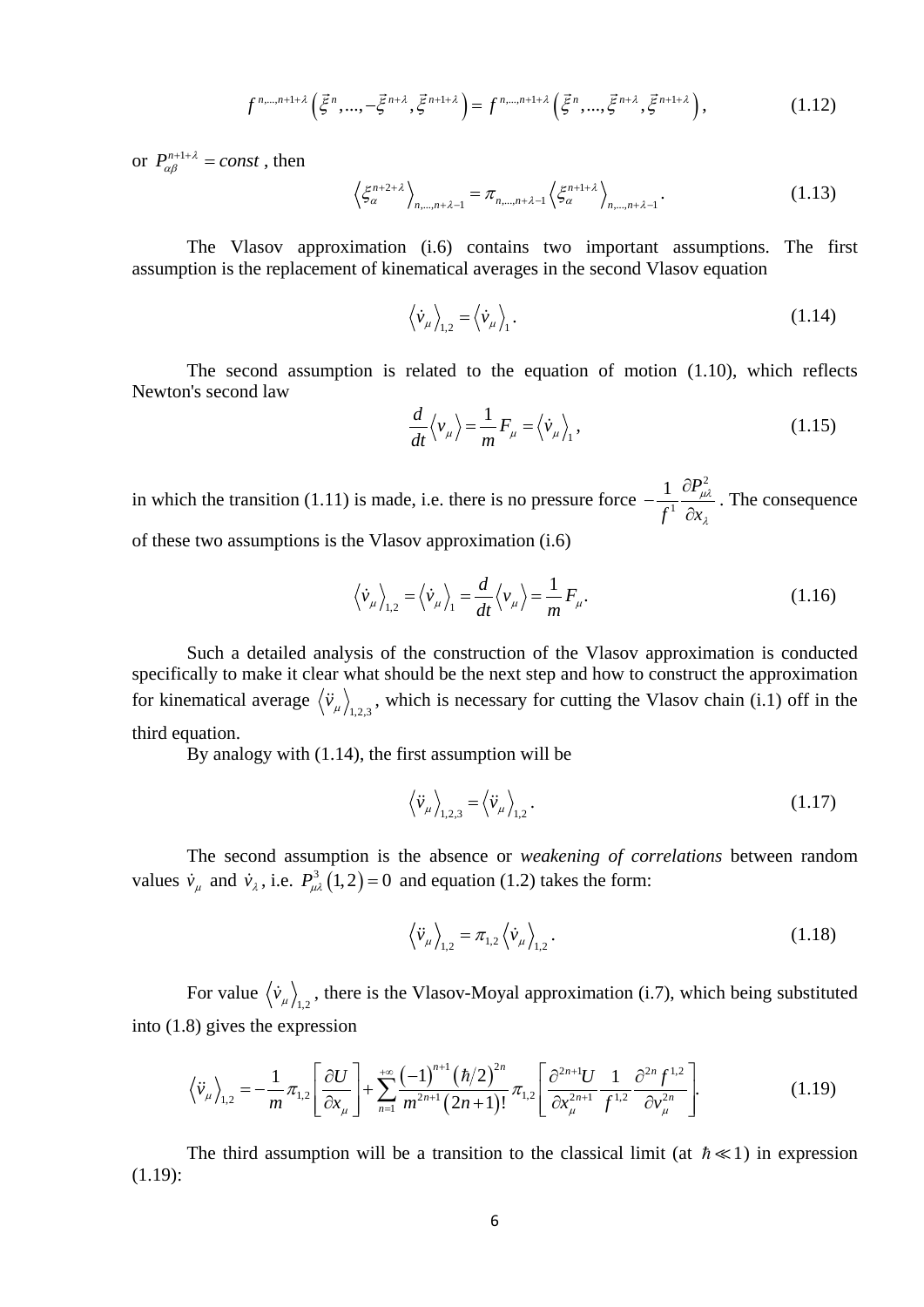$$f^{n,\dots,n+1+\lambda}\left(\vec{\xi}^{\,n},\dots,-\vec{\xi}^{\,n+\lambda},\vec{\xi}^{\,n+1+\lambda}\right)=f^{n,\dots,n+1+\lambda}\left(\vec{\xi}^{\,n},\dots,\vec{\xi}^{\,n+\lambda},\vec{\xi}^{\,n+1+\lambda}\right), \tag{1.12}$$

or $P_{\alpha\beta}^{n+1+\lambda}=const$ , then

$$\left\langle \xi_{\alpha}^{n+2+\lambda}\right\rangle_{n,\dots,n+\lambda-1}=\pi_{n,\dots,n+\lambda-1}\left\langle \xi_{\alpha}^{n+1+\lambda}\right\rangle_{n,\dots,n+\lambda-1}. \tag{1.13}$$

The Vlasov approximation (i.6) contains two important assumptions. The first assumption is the replacement of kinematical averages in the second Vlasov equation

$$\left\langle \dot{v}_{\mu}\right\rangle_{1,2}=\left\langle \dot{v}_{\mu}\right\rangle_{1}. \tag{1.14}$$

The second assumption is related to the equation of motion (1.10), which reflects Newton's second law

$$\frac{d}{dt}\left\langle v_{\mu}\right\rangle=\frac{1}{m}F_{\mu}=\left\langle \dot{v}_{\mu}\right\rangle_{1}, \tag{1.15}$$

in which the transition (1.11) is made, i.e. there is no pressure force $-\frac{1}{f^{1}}\frac{\partial P_{\mu\lambda}^{2}}{\partial x_{\lambda}}$. The consequence of these two assumptions is the Vlasov approximation (i.6)

$$\left\langle \dot{v}_{\mu}\right\rangle_{1,2}=\left\langle \dot{v}_{\mu}\right\rangle_{1}=\frac{d}{dt}\left\langle v_{\mu}\right\rangle=\frac{1}{m}F_{\mu}. \tag{1.16}$$

Such a detailed analysis of the construction of the Vlasov approximation is conducted specifically to make it clear what should be the next step and how to construct the approximation for kinematical average $\left\langle \ddot{v}_{\mu}\right\rangle_{1,2,3}$, which is necessary for cutting the Vlasov chain (i.1) off in the third equation.

By analogy with (1.14), the first assumption will be

$$\left\langle \ddot{v}_{\mu}\right\rangle_{1,2,3}=\left\langle \ddot{v}_{\mu}\right\rangle_{1,2}. \tag{1.17}$$

The second assumption is the absence or *weakening of correlations* between random values $\dot{v}_{\mu}$ and $\dot{v}_{\lambda}$, i.e. $P_{\mu\lambda}^{3}(1,2)=0$ and equation (1.2) takes the form:

$$\left\langle \ddot{v}_{\mu}\right\rangle_{1,2}=\pi_{1,2}\left\langle \dot{v}_{\mu}\right\rangle_{1,2}. \tag{1.18}$$

For value $\left\langle \dot{v}_{\mu}\right\rangle_{1,2}$, there is the Vlasov-Moyal approximation (i.7), which being substituted into (1.8) gives the expression

$$\left\langle \ddot{v}_{\mu}\right\rangle_{1,2}=-\frac{1}{m}\pi_{1,2}\left[\frac{\partial U}{\partial x_{\mu}}\right]+\sum_{n=1}^{+\infty}\frac{(-1)^{n+1}(\hbar/2)^{2n}}{m^{2n+1}(2n+1)!}\pi_{1,2}\left[\frac{\partial^{2n+1}U}{\partial x_{\mu}^{2n+1}}\frac{1}{f^{1,2}}\frac{\partial^{2n}f^{1,2}}{\partial v_{\mu}^{2n}}\right]. \tag{1.19}$$

The third assumption will be a transition to the classical limit (at $\hbar\ll 1$) in expression (1.19):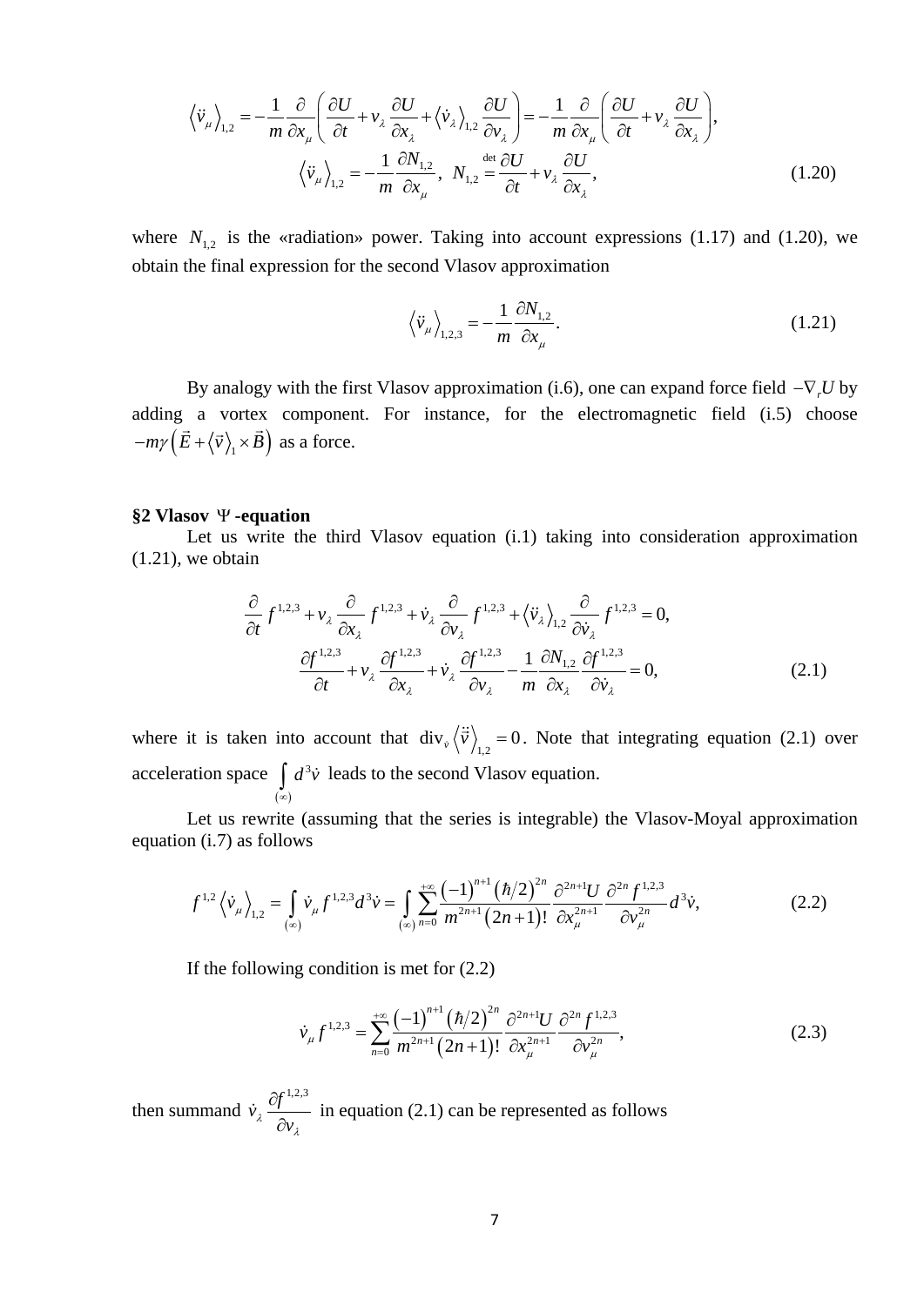$$
\left\langle \ddot{v}_{\mu} \right\rangle_{1,2} = -\frac{1}{m}\frac{\partial}{\partial x_{\mu}}\left( \frac{\partial U}{\partial t} + v_{\lambda}\frac{\partial U}{\partial x_{\lambda}} + \left\langle \dot{v}_{\lambda} \right\rangle_{1,2}\frac{\partial U}{\partial v_{\lambda}} \right) = -\frac{1}{m}\frac{\partial}{\partial x_{\mu}}\left( \frac{\partial U}{\partial t} + v_{\lambda}\frac{\partial U}{\partial x_{\lambda}} \right),
$$

$$
\left\langle \ddot{v}_{\mu} \right\rangle_{1,2} = -\frac{1}{m}\frac{\partial N_{1,2}}{\partial x_{\mu}}, \;\; N_{1,2} \overset{\text{det}}{=} \frac{\partial U}{\partial t} + v_{\lambda}\frac{\partial U}{\partial x_{\lambda}}, \tag{1.20}
$$

where $N_{1,2}$ is the «radiation» power. Taking into account expressions (1.17) and (1.20), we obtain the final expression for the second Vlasov approximation

$$
\left\langle \ddot{v}_{\mu} \right\rangle_{1,2,3} = -\frac{1}{m}\frac{\partial N_{1,2}}{\partial x_{\mu}}. \tag{1.21}
$$

By analogy with the first Vlasov approximation (i.6), one can expand force field $-\nabla_r U$ by adding a vortex component. For instance, for the electromagnetic field (i.5) choose $-m\gamma\left(\vec{E} + \left\langle \vec{v} \right\rangle_1 \times \vec{B}\right)$ as a force.

## §2 Vlasov $\Psi$-equation

Let us write the third Vlasov equation (i.1) taking into consideration approximation (1.21), we obtain

$$
\frac{\partial}{\partial t} f^{1,2,3} + v_{\lambda}\frac{\partial}{\partial x_{\lambda}} f^{1,2,3} + \dot{v}_{\lambda}\frac{\partial}{\partial v_{\lambda}} f^{1,2,3} + \left\langle \ddot{v}_{\lambda} \right\rangle_{1,2}\frac{\partial}{\partial \dot{v}_{\lambda}} f^{1,2,3} = 0,
$$

$$
\frac{\partial f^{1,2,3}}{\partial t} + v_{\lambda}\frac{\partial f^{1,2,3}}{\partial x_{\lambda}} + \dot{v}_{\lambda}\frac{\partial f^{1,2,3}}{\partial v_{\lambda}} - \frac{1}{m}\frac{\partial N_{1,2}}{\partial x_{\lambda}}\frac{\partial f^{1,2,3}}{\partial \dot{v}_{\lambda}} = 0, \tag{2.1}
$$

where it is taken into account that $\operatorname{div}_{\dot{v}} \left\langle \ddot{\vec{v}} \right\rangle_{1,2} = 0$. Note that integrating equation (2.1) over acceleration space $\int\limits_{(\infty)} d^3\dot{v}$ leads to the second Vlasov equation.

Let us rewrite (assuming that the series is integrable) the Vlasov-Moyal approximation equation (i.7) as follows

$$
f^{1,2}\left\langle \dot{v}_{\mu} \right\rangle_{1,2} = \int\limits_{(\infty)} \dot{v}_{\mu} f^{1,2,3} d^3\dot{v} = \int\limits_{(\infty)} \sum_{n=0}^{+\infty} \frac{(-1)^{n+1}(\hbar/2)^{2n}}{m^{2n+1}(2n+1)!}\frac{\partial^{2n+1}U}{\partial x_{\mu}^{2n+1}}\frac{\partial^{2n} f^{1,2,3}}{\partial v_{\mu}^{2n}} d^3\dot{v}, \tag{2.2}
$$

If the following condition is met for (2.2)

$$
\dot{v}_{\mu} f^{1,2,3} = \sum_{n=0}^{+\infty} \frac{(-1)^{n+1}(\hbar/2)^{2n}}{m^{2n+1}(2n+1)!}\frac{\partial^{2n+1}U}{\partial x_{\mu}^{2n+1}}\frac{\partial^{2n} f^{1,2,3}}{\partial v_{\mu}^{2n}}, \tag{2.3}
$$

then summand $\dot{v}_{\lambda}\dfrac{\partial f^{1,2,3}}{\partial v_{\lambda}}$ in equation (2.1) can be represented as follows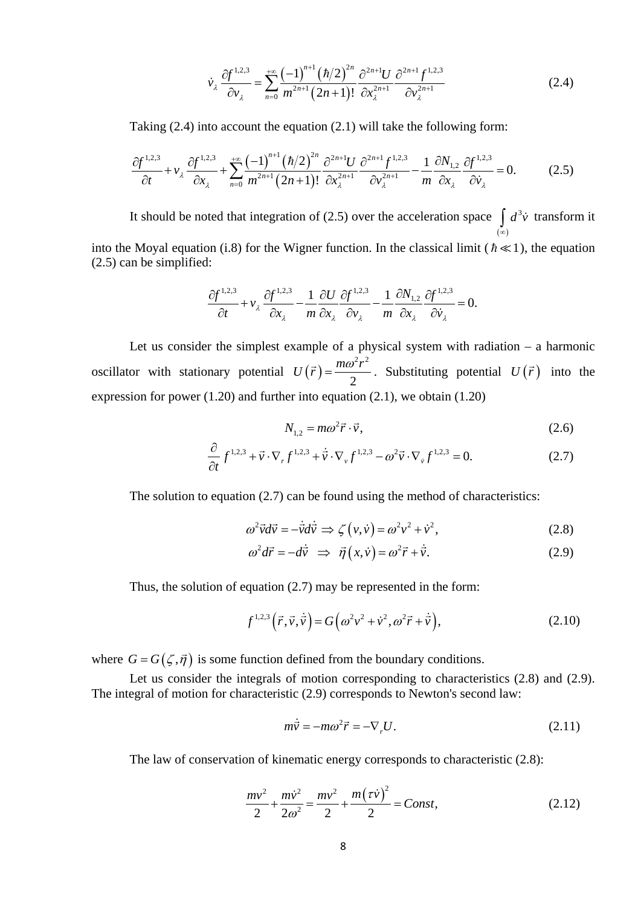$$\dot{v}_\lambda \frac{\partial f^{1,2,3}}{\partial v_\lambda} = \sum_{n=0}^{+\infty} \frac{(-1)^{n+1} (\hbar/2)^{2n}}{m^{2n+1}(2n+1)!} \frac{\partial^{2n+1} U}{\partial x_\lambda^{2n+1}} \frac{\partial^{2n+1} f^{1,2,3}}{\partial v_\lambda^{2n+1}} \tag{2.4}$$

Taking (2.4) into account the equation (2.1) will take the following form:

$$\frac{\partial f^{1,2,3}}{\partial t} + v_\lambda \frac{\partial f^{1,2,3}}{\partial x_\lambda} + \sum_{n=0}^{+\infty} \frac{(-1)^{n+1} (\hbar/2)^{2n}}{m^{2n+1}(2n+1)!} \frac{\partial^{2n+1} U}{\partial x_\lambda^{2n+1}} \frac{\partial^{2n+1} f^{1,2,3}}{\partial v_\lambda^{2n+1}} - \frac{1}{m} \frac{\partial N_{1,2}}{\partial x_\lambda} \frac{\partial f^{1,2,3}}{\partial \dot{v}_\lambda} = 0. \tag{2.5}$$

It should be noted that integration of (2.5) over the acceleration space $\int\limits_{(\infty)} d^3\dot{v}$ transform it into the Moyal equation (i.8) for the Wigner function. In the classical limit ($\hbar \ll 1$), the equation (2.5) can be simplified:

$$\frac{\partial f^{1,2,3}}{\partial t} + v_\lambda \frac{\partial f^{1,2,3}}{\partial x_\lambda} - \frac{1}{m} \frac{\partial U}{\partial x_\lambda} \frac{\partial f^{1,2,3}}{\partial v_\lambda} - \frac{1}{m} \frac{\partial N_{1,2}}{\partial x_\lambda} \frac{\partial f^{1,2,3}}{\partial \dot{v}_\lambda} = 0.$$

Let us consider the simplest example of a physical system with radiation – a harmonic oscillator with stationary potential $U(\vec{r}) = \frac{m\omega^2 r^2}{2}$. Substituting potential $U(\vec{r})$ into the expression for power (1.20) and further into equation (2.1), we obtain (1.20)

$$N_{1,2} = m\omega^2 \vec{r} \cdot \vec{v}, \tag{2.6}$$

$$\frac{\partial}{\partial t} f^{1,2,3} + \vec{v} \cdot \nabla_r f^{1,2,3} + \dot{\vec{v}} \cdot \nabla_v f^{1,2,3} - \omega^2 \vec{v} \cdot \nabla_{\dot{v}} f^{1,2,3} = 0. \tag{2.7}$$

The solution to equation (2.7) can be found using the method of characteristics:

$$\omega^2 \vec{v} d\vec{v} = -\dot{\vec{v}} d\dot{\vec{v}} \Rightarrow \zeta(v, \dot{v}) = \omega^2 v^2 + \dot{v}^2, \tag{2.8}$$

$$\omega^2 d\vec{r} = -d\dot{\vec{v}} \;\; \Rightarrow \;\; \vec{\eta}(x, \dot{v}) = \omega^2 \vec{r} + \dot{\vec{v}}. \tag{2.9}$$

Thus, the solution of equation (2.7) may be represented in the form:

$$f^{1,2,3}(\vec{r}, \vec{v}, \dot{\vec{v}}) = G(\omega^2 v^2 + \dot{v}^2, \omega^2 \vec{r} + \dot{\vec{v}}), \tag{2.10}$$

where $G = G(\zeta, \vec{\eta})$ is some function defined from the boundary conditions.

Let us consider the integrals of motion corresponding to characteristics (2.8) and (2.9). The integral of motion for characteristic (2.9) corresponds to Newton's second law:

$$m\dot{\vec{v}} = -m\omega^2 \vec{r} = -\nabla_r U. \tag{2.11}$$

The law of conservation of kinematic energy corresponds to characteristic (2.8):

$$\frac{mv^2}{2} + \frac{m\dot{v}^2}{2\omega^2} = \frac{mv^2}{2} + \frac{m(\tau \dot{v})^2}{2} = Const, \tag{2.12}$$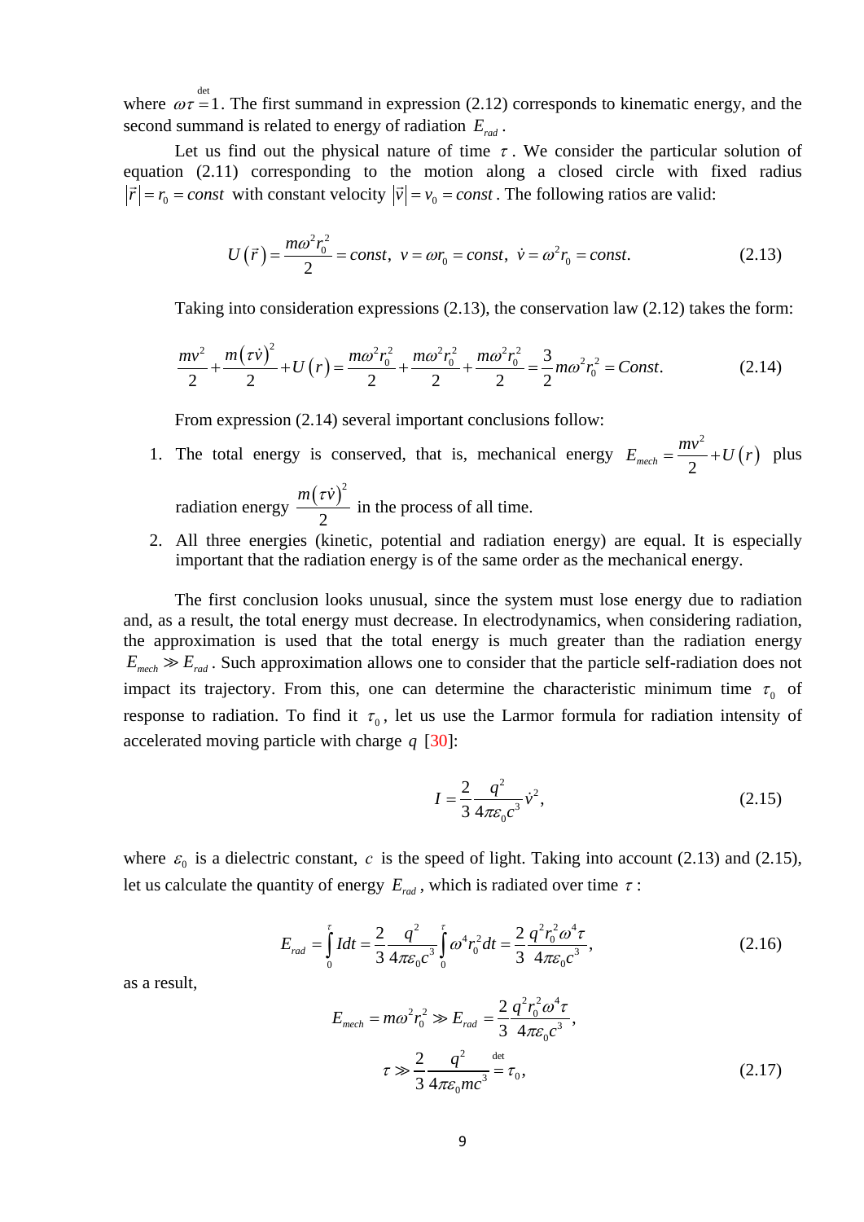where $\omega\tau \overset{\det}{=} 1$. The first summand in expression (2.12) corresponds to kinematic energy, and the second summand is related to energy of radiation $E_{rad}$.

Let us find out the physical nature of time $\tau$. We consider the particular solution of equation (2.11) corresponding to the motion along a closed circle with fixed radius $|\vec{r}| = r_0 = const$ with constant velocity $|\vec{v}| = v_0 = const$. The following ratios are valid:

$$U(\vec{r}) = \frac{m\omega^2 r_0^2}{2} = const, \; v = \omega r_0 = const, \; \dot{v} = \omega^2 r_0 = const. \tag{2.13}$$

Taking into consideration expressions (2.13), the conservation law (2.12) takes the form:

$$\frac{mv^2}{2} + \frac{m(\tau\dot{v})^2}{2} + U(r) = \frac{m\omega^2 r_0^2}{2} + \frac{m\omega^2 r_0^2}{2} + \frac{m\omega^2 r_0^2}{2} = \frac{3}{2} m\omega^2 r_0^2 = Const. \tag{2.14}$$

From expression (2.14) several important conclusions follow:

1. The total energy is conserved, that is, mechanical energy $E_{mech} = \frac{mv^2}{2} + U(r)$ plus radiation energy $\frac{m(\tau\dot{v})^2}{2}$ in the process of all time.
2. All three energies (kinetic, potential and radiation energy) are equal. It is especially important that the radiation energy is of the same order as the mechanical energy.

The first conclusion looks unusual, since the system must lose energy due to radiation and, as a result, the total energy must decrease. In electrodynamics, when considering radiation, the approximation is used that the total energy is much greater than the radiation energy $E_{mech} \gg E_{rad}$. Such approximation allows one to consider that the particle self-radiation does not impact its trajectory. From this, one can determine the characteristic minimum time $\tau_0$ of response to radiation. To find it $\tau_0$, let us use the Larmor formula for radiation intensity of accelerated moving particle with charge $q$ [30]:

$$I = \frac{2}{3}\frac{q^2}{4\pi\varepsilon_0 c^3}\dot{v}^2, \tag{2.15}$$

where $\varepsilon_0$ is a dielectric constant, $c$ is the speed of light. Taking into account (2.13) and (2.15), let us calculate the quantity of energy $E_{rad}$, which is radiated over time $\tau$:

$$E_{rad} = \int_0^\tau I dt = \frac{2}{3}\frac{q^2}{4\pi\varepsilon_0 c^3}\int_0^\tau \omega^4 r_0^2 dt = \frac{2}{3}\frac{q^2 r_0^2 \omega^4 \tau}{4\pi\varepsilon_0 c^3}, \tag{2.16}$$

as a result,

$$E_{mech} = m\omega^2 r_0^2 \gg E_{rad} = \frac{2}{3}\frac{q^2 r_0^2 \omega^4 \tau}{4\pi\varepsilon_0 c^3},$$

$$\tau \gg \frac{2}{3}\frac{q^2}{4\pi\varepsilon_0 m c^3} \overset{\det}{=} \tau_0, \tag{2.17}$$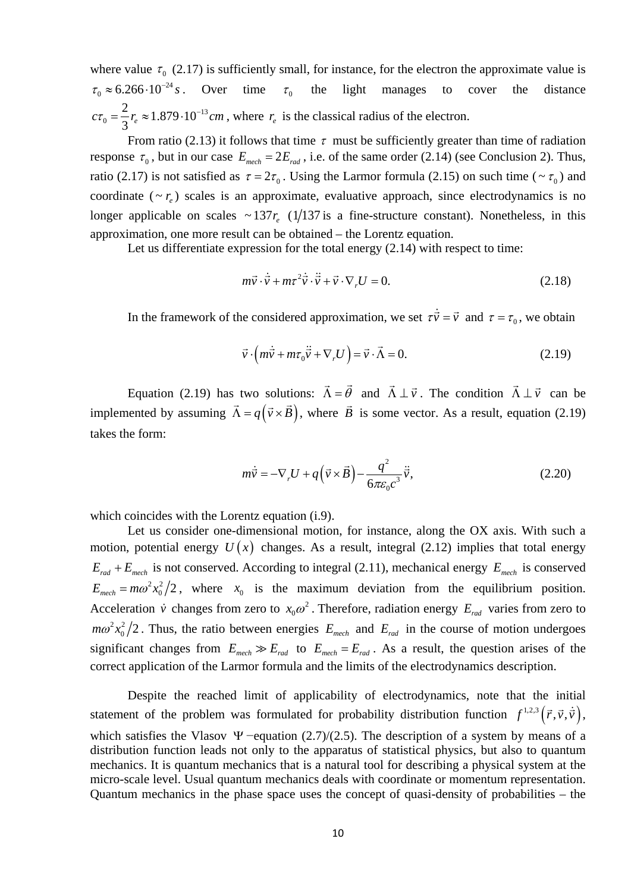where value $\tau_0$ (2.17) is sufficiently small, for instance, for the electron the approximate value is $\tau_0 \approx 6.266 \cdot 10^{-24} s$. Over time $\tau_0$ the light manages to cover the distance $c\tau_0 = \frac{2}{3} r_e \approx 1.879 \cdot 10^{-13} cm$, where $r_e$ is the classical radius of the electron.

From ratio (2.13) it follows that time $\tau$ must be sufficiently greater than time of radiation response $\tau_0$, but in our case $E_{mech} = 2E_{rad}$, i.e. of the same order (2.14) (see Conclusion 2). Thus, ratio (2.17) is not satisfied as $\tau = 2\tau_0$. Using the Larmor formula (2.15) on such time ($\sim \tau_0$) and coordinate ($\sim r_e$) scales is an approximate, evaluative approach, since electrodynamics is no longer applicable on scales $\sim 137 r_e$ ($1/137$ is a fine-structure constant). Nonetheless, in this approximation, one more result can be obtained – the Lorentz equation.

Let us differentiate expression for the total energy (2.14) with respect to time:

$$m\vec{v} \cdot \dot{\vec{v}} + m\tau^2 \dot{\vec{v}} \cdot \ddot{\vec{v}} + \vec{v} \cdot \nabla_r U = 0. \tag{2.18}$$

In the framework of the considered approximation, we set $\tau\dot{\vec{v}} = \vec{v}$ and $\tau = \tau_0$, we obtain

$$\vec{v} \cdot \left( m\dot{\vec{v}} + m\tau_0 \ddot{\vec{v}} + \nabla_r U \right) = \vec{v} \cdot \vec{\Lambda} = 0. \tag{2.19}$$

Equation (2.19) has two solutions: $\vec{\Lambda} = \vec{\theta}$ and $\vec{\Lambda} \perp \vec{v}$. The condition $\vec{\Lambda} \perp \vec{v}$ can be implemented by assuming $\vec{\Lambda} = q\left(\vec{v} \times \vec{B}\right)$, where $\vec{B}$ is some vector. As a result, equation (2.19) takes the form:

$$m\dot{\vec{v}} = -\nabla_r U + q\left(\vec{v} \times \vec{B}\right) - \frac{q^2}{6\pi\varepsilon_0 c^3} \ddot{\vec{v}}, \tag{2.20}$$

which coincides with the Lorentz equation (i.9).

Let us consider one-dimensional motion, for instance, along the OX axis. With such a motion, potential energy $U(x)$ changes. As a result, integral (2.12) implies that total energy $E_{rad} + E_{mech}$ is not conserved. According to integral (2.11), mechanical energy $E_{mech}$ is conserved $E_{mech} = m\omega^2 x_0^2 / 2$, where $x_0$ is the maximum deviation from the equilibrium position. Acceleration $\dot{v}$ changes from zero to $x_0 \omega^2$. Therefore, radiation energy $E_{rad}$ varies from zero to $m\omega^2 x_0^2 / 2$. Thus, the ratio between energies $E_{mech}$ and $E_{rad}$ in the course of motion undergoes significant changes from $E_{mech} \gg E_{rad}$ to $E_{mech} = E_{rad}$. As a result, the question arises of the correct application of the Larmor formula and the limits of the electrodynamics description.

Despite the reached limit of applicability of electrodynamics, note that the initial statement of the problem was formulated for probability distribution function $f^{1,2,3}\left(\vec{r}, \vec{v}, \dot{\vec{v}}\right)$, which satisfies the Vlasov $\Psi$ −equation (2.7)/(2.5). The description of a system by means of a distribution function leads not only to the apparatus of statistical physics, but also to quantum mechanics. It is quantum mechanics that is a natural tool for describing a physical system at the micro-scale level. Usual quantum mechanics deals with coordinate or momentum representation. Quantum mechanics in the phase space uses the concept of quasi-density of probabilities – the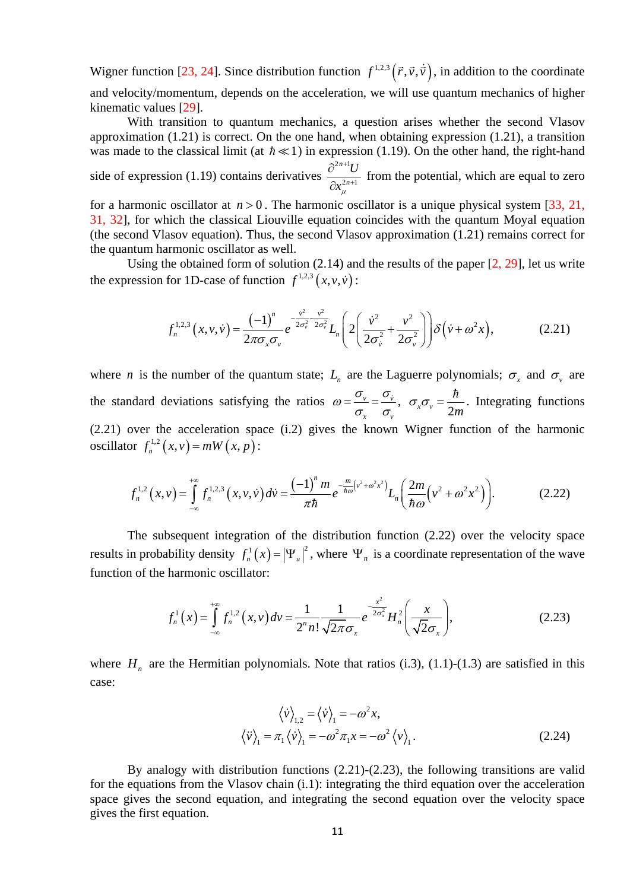Wigner function [23, 24]. Since distribution function $f^{1,2,3}\left(\vec{r},\vec{v},\dot{\vec{v}}\right)$, in addition to the coordinate and velocity/momentum, depends on the acceleration, we will use quantum mechanics of higher kinematic values [29].

With transition to quantum mechanics, a question arises whether the second Vlasov approximation (1.21) is correct. On the one hand, when obtaining expression (1.21), a transition was made to the classical limit (at $\hbar \ll 1$) in expression (1.19). On the other hand, the right-hand side of expression (1.19) contains derivatives $\dfrac{\partial^{2n+1}U}{\partial x_{\mu}^{2n+1}}$ from the potential, which are equal to zero for a harmonic oscillator at $n>0$. The harmonic oscillator is a unique physical system [33, 21, 31, 32], for which the classical Liouville equation coincides with the quantum Moyal equation (the second Vlasov equation). Thus, the second Vlasov approximation (1.21) remains correct for the quantum harmonic oscillator as well.

Using the obtained form of solution (2.14) and the results of the paper [2, 29], let us write the expression for 1D-case of function $f^{1,2,3}\left(x,v,\dot{v}\right)$:

$$f_n^{1,2,3}\left(x,v,\dot{v}\right)=\frac{(-1)^n}{2\pi\sigma_x\sigma_v}e^{-\frac{\dot{v}^2}{2\sigma_{\dot{v}}^2}-\frac{v^2}{2\sigma_v^2}}L_n\left(2\left(\frac{\dot{v}^2}{2\sigma_{\dot{v}}^2}+\frac{v^2}{2\sigma_v^2}\right)\right)\delta\left(\dot{v}+\omega^2 x\right), \tag{2.21}$$

where $n$ is the number of the quantum state; $L_n$ are the Laguerre polynomials; $\sigma_x$ and $\sigma_v$ are the standard deviations satisfying the ratios $\omega=\dfrac{\sigma_v}{\sigma_x}=\dfrac{\sigma_{\dot{v}}}{\sigma_v}$, $\sigma_x\sigma_v=\dfrac{\hbar}{2m}$. Integrating functions (2.21) over the acceleration space (i.2) gives the known Wigner function of the harmonic oscillator $f_n^{1,2}\left(x,v\right)=mW\left(x,p\right)$:

$$f_n^{1,2}\left(x,v\right)=\int_{-\infty}^{+\infty}f_n^{1,2,3}\left(x,v,\dot{v}\right)d\dot{v}=\frac{(-1)^n m}{\pi\hbar}e^{-\frac{m}{\hbar\omega}\left(v^2+\omega^2x^2\right)}L_n\left(\frac{2m}{\hbar\omega}\left(v^2+\omega^2x^2\right)\right). \tag{2.22}$$

The subsequent integration of the distribution function (2.22) over the velocity space results in probability density $f_n^1\left(x\right)=\left|\Psi_u\right|^2$, where $\Psi_n$ is a coordinate representation of the wave function of the harmonic oscillator:

$$f_n^1\left(x\right)=\int_{-\infty}^{+\infty}f_n^{1,2}\left(x,v\right)dv=\frac{1}{2^n n!}\frac{1}{\sqrt{2\pi}\sigma_x}e^{-\frac{x^2}{2\sigma_x^2}}H_n^2\left(\frac{x}{\sqrt{2}\sigma_x}\right), \tag{2.23}$$

where $H_n$ are the Hermitian polynomials. Note that ratios (i.3), (1.1)-(1.3) are satisfied in this case:

$$\begin{gathered}\left\langle\dot{v}\right\rangle_{1,2}=\left\langle\dot{v}\right\rangle_1=-\omega^2 x,\\ \left\langle\ddot{v}\right\rangle_1=\pi_1\left\langle\dot{v}\right\rangle_1=-\omega^2\pi_1 x=-\omega^2\left\langle v\right\rangle_1.\end{gathered} \tag{2.24}$$

By analogy with distribution functions (2.21)-(2.23), the following transitions are valid for the equations from the Vlasov chain (i.1): integrating the third equation over the acceleration space gives the second equation, and integrating the second equation over the velocity space gives the first equation.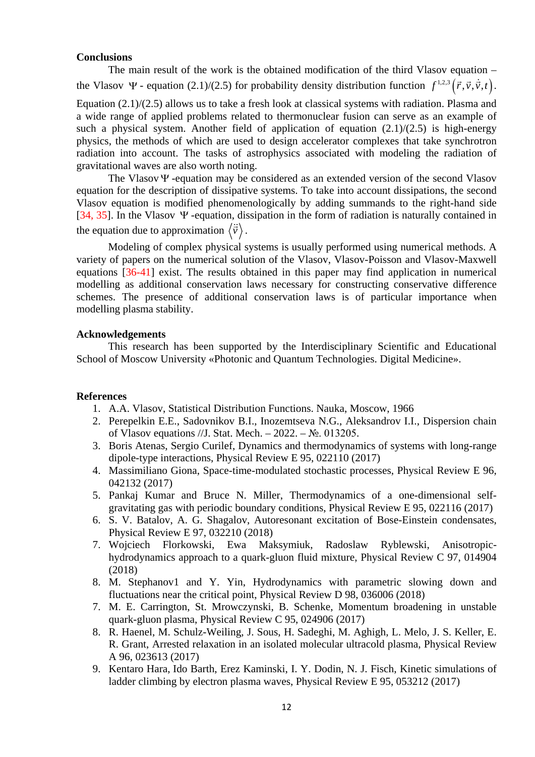**Conclusions**

The main result of the work is the obtained modification of the third Vlasov equation – the Vlasov $\Psi$ - equation (2.1)/(2.5) for probability density distribution function $f^{1,2,3}\left(\vec{r},\vec{v},\dot{\vec{v}},t\right)$. Equation (2.1)/(2.5) allows us to take a fresh look at classical systems with radiation. Plasma and a wide range of applied problems related to thermonuclear fusion can serve as an example of such a physical system. Another field of application of equation (2.1)/(2.5) is high-energy physics, the methods of which are used to design accelerator complexes that take synchrotron radiation into account. The tasks of astrophysics associated with modeling the radiation of gravitational waves are also worth noting.

The Vlasov $\Psi$ -equation may be considered as an extended version of the second Vlasov equation for the description of dissipative systems. To take into account dissipations, the second Vlasov equation is modified phenomenologically by adding summands to the right-hand side [34, 35]. In the Vlasov $\Psi$ -equation, dissipation in the form of radiation is naturally contained in the equation due to approximation $\left\langle \ddot{\vec{v}} \right\rangle$.

Modeling of complex physical systems is usually performed using numerical methods. A variety of papers on the numerical solution of the Vlasov, Vlasov-Poisson and Vlasov-Maxwell equations [36-41] exist. The results obtained in this paper may find application in numerical modelling as additional conservation laws necessary for constructing conservative difference schemes. The presence of additional conservation laws is of particular importance when modelling plasma stability.

**Acknowledgements**

This research has been supported by the Interdisciplinary Scientific and Educational School of Moscow University «Photonic and Quantum Technologies. Digital Medicine».

**References**

1. A.A. Vlasov, Statistical Distribution Functions. Nauka, Moscow, 1966
2. Perepelkin E.E., Sadovnikov B.I., Inozemtseva N.G., Aleksandrov I.I., Dispersion chain of Vlasov equations //J. Stat. Mech. – 2022. – №. 013205.
3. Boris Atenas, Sergio Curilef, Dynamics and thermodynamics of systems with long-range dipole-type interactions, Physical Review E 95, 022110 (2017)
4. Massimiliano Giona, Space-time-modulated stochastic processes, Physical Review E 96, 042132 (2017)
5. Pankaj Kumar and Bruce N. Miller, Thermodynamics of a one-dimensional self-gravitating gas with periodic boundary conditions, Physical Review E 95, 022116 (2017)
6. S. V. Batalov, A. G. Shagalov, Autoresonant excitation of Bose-Einstein condensates, Physical Review E 97, 032210 (2018)
7. Wojciech Florkowski, Ewa Maksymiuk, Radoslaw Ryblewski, Anisotropic-hydrodynamics approach to a quark-gluon fluid mixture, Physical Review C 97, 014904 (2018)
8. M. Stephanov1 and Y. Yin, Hydrodynamics with parametric slowing down and fluctuations near the critical point, Physical Review D 98, 036006 (2018)
7. M. E. Carrington, St. Mrowczynski, B. Schenke, Momentum broadening in unstable quark-gluon plasma, Physical Review C 95, 024906 (2017)
8. R. Haenel, M. Schulz-Weiling, J. Sous, H. Sadeghi, M. Aghigh, L. Melo, J. S. Keller, E. R. Grant, Arrested relaxation in an isolated molecular ultracold plasma, Physical Review A 96, 023613 (2017)
9. Kentaro Hara, Ido Barth, Erez Kaminski, I. Y. Dodin, N. J. Fisch, Kinetic simulations of ladder climbing by electron plasma waves, Physical Review E 95, 053212 (2017)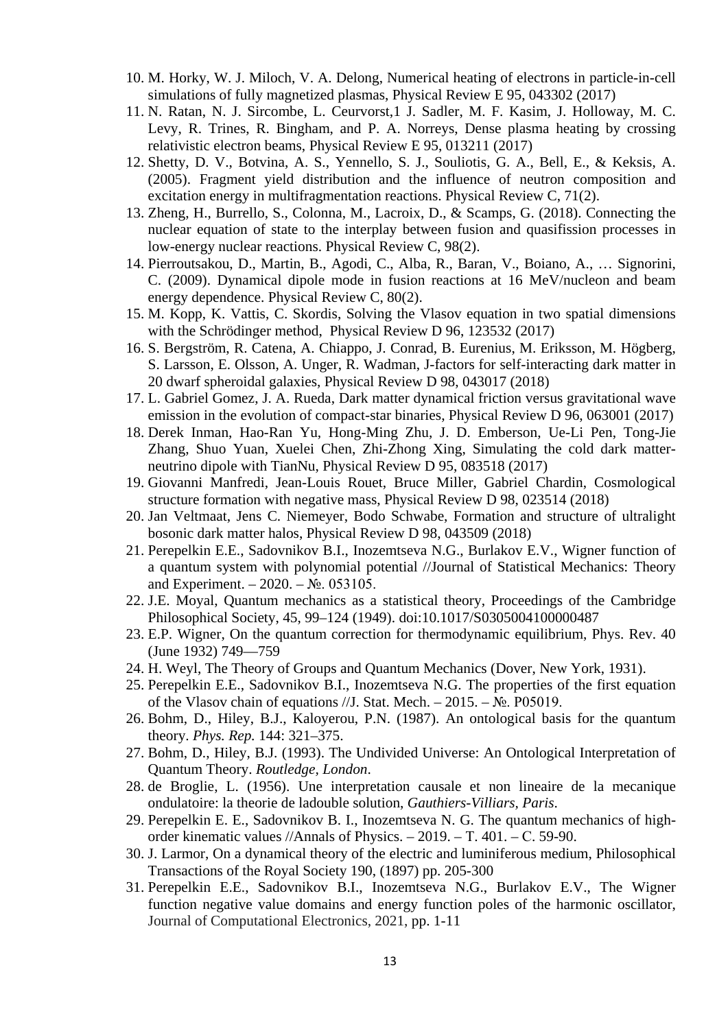10. M. Horky, W. J. Miloch, V. A. Delong, Numerical heating of electrons in particle-in-cell simulations of fully magnetized plasmas, Physical Review E 95, 043302 (2017)
11. N. Ratan, N. J. Sircombe, L. Ceurvorst,1 J. Sadler, M. F. Kasim, J. Holloway, M. C. Levy, R. Trines, R. Bingham, and P. A. Norreys, Dense plasma heating by crossing relativistic electron beams, Physical Review E 95, 013211 (2017)
12. Shetty, D. V., Botvina, A. S., Yennello, S. J., Souliotis, G. A., Bell, E., & Keksis, A. (2005). Fragment yield distribution and the influence of neutron composition and excitation energy in multifragmentation reactions. Physical Review C, 71(2).
13. Zheng, H., Burrello, S., Colonna, M., Lacroix, D., & Scamps, G. (2018). Connecting the nuclear equation of state to the interplay between fusion and quasifission processes in low-energy nuclear reactions. Physical Review C, 98(2).
14. Pierroutsakou, D., Martin, B., Agodi, C., Alba, R., Baran, V., Boiano, A., … Signorini, C. (2009). Dynamical dipole mode in fusion reactions at 16 MeV/nucleon and beam energy dependence. Physical Review C, 80(2).
15. M. Kopp, K. Vattis, C. Skordis, Solving the Vlasov equation in two spatial dimensions with the Schrödinger method, Physical Review D 96, 123532 (2017)
16. S. Bergström, R. Catena, A. Chiappo, J. Conrad, B. Eurenius, M. Eriksson, M. Högberg, S. Larsson, E. Olsson, A. Unger, R. Wadman, J-factors for self-interacting dark matter in 20 dwarf spheroidal galaxies, Physical Review D 98, 043017 (2018)
17. L. Gabriel Gomez, J. A. Rueda, Dark matter dynamical friction versus gravitational wave emission in the evolution of compact-star binaries, Physical Review D 96, 063001 (2017)
18. Derek Inman, Hao-Ran Yu, Hong-Ming Zhu, J. D. Emberson, Ue-Li Pen, Tong-Jie Zhang, Shuo Yuan, Xuelei Chen, Zhi-Zhong Xing, Simulating the cold dark matter-neutrino dipole with TianNu, Physical Review D 95, 083518 (2017)
19. Giovanni Manfredi, Jean-Louis Rouet, Bruce Miller, Gabriel Chardin, Cosmological structure formation with negative mass, Physical Review D 98, 023514 (2018)
20. Jan Veltmaat, Jens C. Niemeyer, Bodo Schwabe, Formation and structure of ultralight bosonic dark matter halos, Physical Review D 98, 043509 (2018)
21. Perepelkin E.E., Sadovnikov B.I., Inozemtseva N.G., Burlakov E.V., Wigner function of a quantum system with polynomial potential //Journal of Statistical Mechanics: Theory and Experiment. – 2020. – №. 053105.
22. J.E. Moyal, Quantum mechanics as a statistical theory, Proceedings of the Cambridge Philosophical Society, 45, 99–124 (1949). doi:10.1017/S0305004100000487
23. E.P. Wigner, On the quantum correction for thermodynamic equilibrium, Phys. Rev. 40 (June 1932) 749—759
24. H. Weyl, The Theory of Groups and Quantum Mechanics (Dover, New York, 1931).
25. Perepelkin E.E., Sadovnikov B.I., Inozemtseva N.G. The properties of the first equation of the Vlasov chain of equations //J. Stat. Mech. – 2015. – №. P05019.
26. Bohm, D., Hiley, B.J., Kaloyerou, P.N. (1987). An ontological basis for the quantum theory. *Phys. Rep.* 144: 321–375.
27. Bohm, D., Hiley, B.J. (1993). The Undivided Universe: An Ontological Interpretation of Quantum Theory. *Routledge, London*.
28. de Broglie, L. (1956). Une interpretation causale et non lineaire de la mecanique ondulatoire: la theorie de ladouble solution, *Gauthiers-Villiars, Paris*.
29. Perepelkin E. E., Sadovnikov B. I., Inozemtseva N. G. The quantum mechanics of high-order kinematic values //Annals of Physics. – 2019. – Т. 401. – С. 59-90.
30. J. Larmor, On a dynamical theory of the electric and luminiferous medium, Philosophical Transactions of the Royal Society 190, (1897) pp. 205-300
31. Perepelkin E.E., Sadovnikov B.I., Inozemtseva N.G., Burlakov E.V., The Wigner function negative value domains and energy function poles of the harmonic oscillator, Journal of Computational Electronics, 2021, pp. 1-11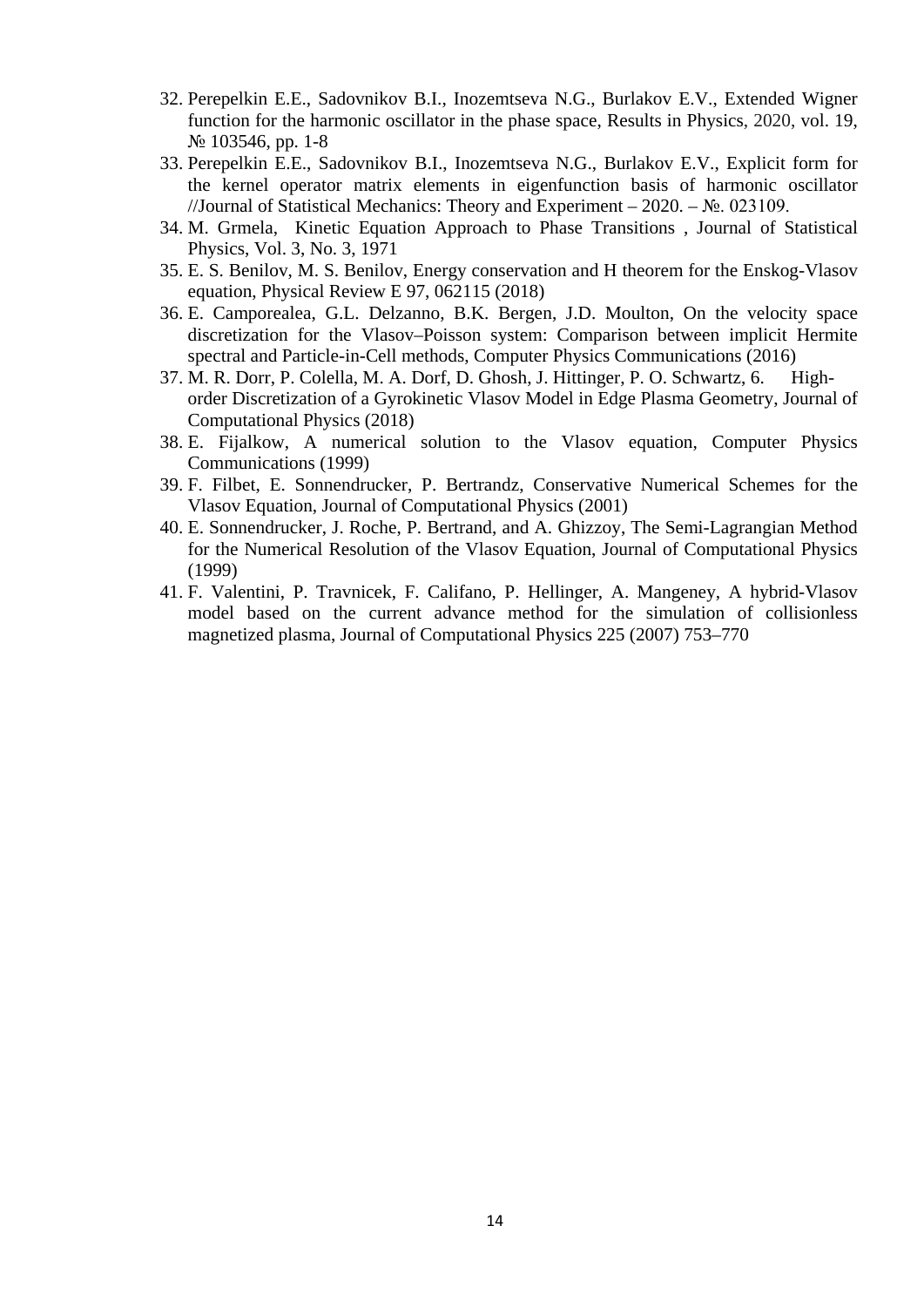32. Perepelkin E.E., Sadovnikov B.I., Inozemtseva N.G., Burlakov E.V., Extended Wigner function for the harmonic oscillator in the phase space, Results in Physics, 2020, vol. 19, № 103546, pp. 1-8
33. Perepelkin E.E., Sadovnikov B.I., Inozemtseva N.G., Burlakov E.V., Explicit form for the kernel operator matrix elements in eigenfunction basis of harmonic oscillator //Journal of Statistical Mechanics: Theory and Experiment – 2020. – №. 023109.
34. M. Grmela, Kinetic Equation Approach to Phase Transitions , Journal of Statistical Physics, Vol. 3, No. 3, 1971
35. E. S. Benilov, M. S. Benilov, Energy conservation and H theorem for the Enskog-Vlasov equation, Physical Review E 97, 062115 (2018)
36. E. Camporealea, G.L. Delzanno, B.K. Bergen, J.D. Moulton, On the velocity space discretization for the Vlasov–Poisson system: Comparison between implicit Hermite spectral and Particle-in-Cell methods, Computer Physics Communications (2016)
37. M. R. Dorr, P. Colella, M. A. Dorf, D. Ghosh, J. Hittinger, P. O. Schwartz, 6. High-order Discretization of a Gyrokinetic Vlasov Model in Edge Plasma Geometry, Journal of Computational Physics (2018)
38. E. Fijalkow, A numerical solution to the Vlasov equation, Computer Physics Communications (1999)
39. F. Filbet, E. Sonnendrucker, P. Bertrandz, Conservative Numerical Schemes for the Vlasov Equation, Journal of Computational Physics (2001)
40. E. Sonnendrucker, J. Roche, P. Bertrand, and A. Ghizzoy, The Semi-Lagrangian Method for the Numerical Resolution of the Vlasov Equation, Journal of Computational Physics (1999)
41. F. Valentini, P. Travnicek, F. Califano, P. Hellinger, A. Mangeney, A hybrid-Vlasov model based on the current advance method for the simulation of collisionless magnetized plasma, Journal of Computational Physics 225 (2007) 753–770